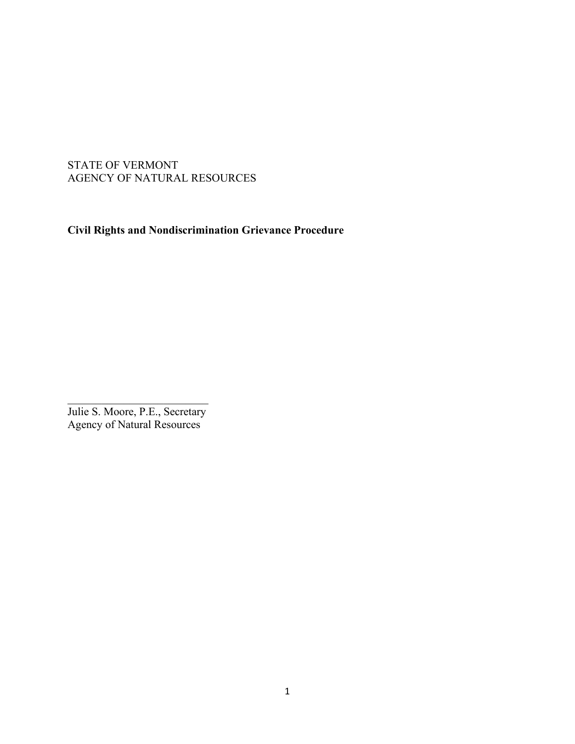STATE OF VERMONT
AGENCY OF NATURAL RESOURCES

**Civil Rights and Nondiscrimination Grievance Procedure**

\_\_\_\_\_\_\_\_\_\_\_\_\_\_\_\_\_\_\_\_\_\_\_\_\_\_
Julie S. Moore, P.E., Secretary
Agency of Natural Resources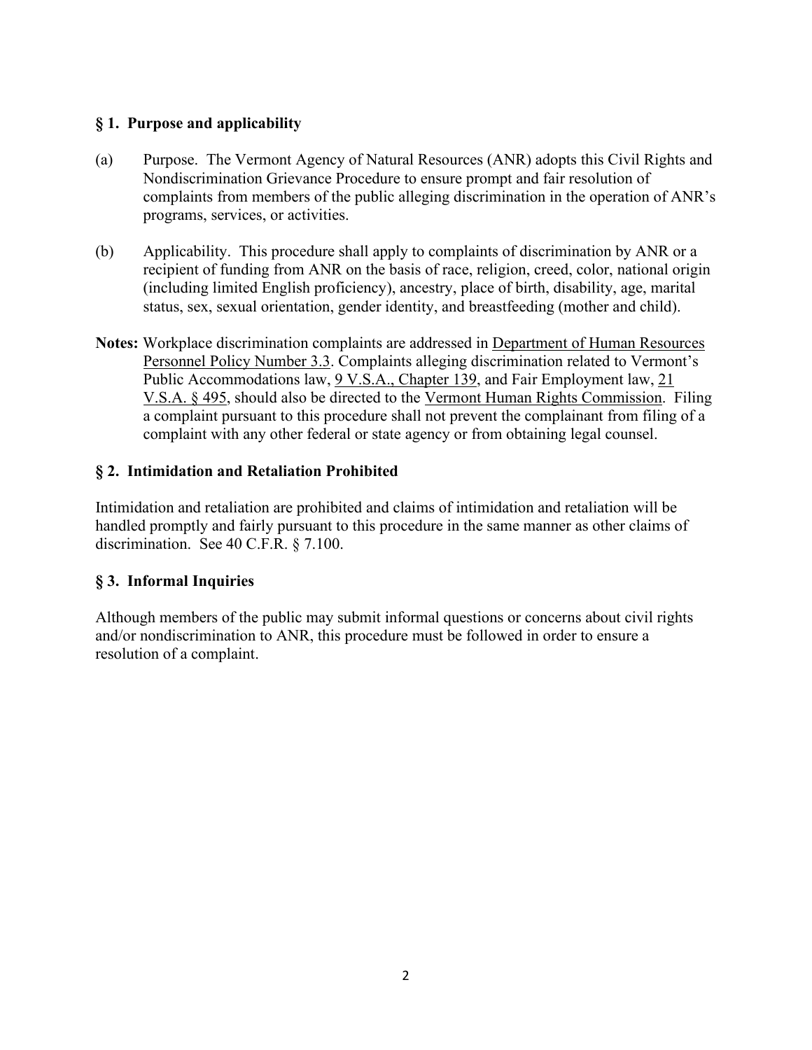## § 1. Purpose and applicability

(a) Purpose. The Vermont Agency of Natural Resources (ANR) adopts this Civil Rights and Nondiscrimination Grievance Procedure to ensure prompt and fair resolution of complaints from members of the public alleging discrimination in the operation of ANR's programs, services, or activities.

(b) Applicability. This procedure shall apply to complaints of discrimination by ANR or a recipient of funding from ANR on the basis of race, religion, creed, color, national origin (including limited English proficiency), ancestry, place of birth, disability, age, marital status, sex, sexual orientation, gender identity, and breastfeeding (mother and child).

**Notes:** Workplace discrimination complaints are addressed in Department of Human Resources Personnel Policy Number 3.3. Complaints alleging discrimination related to Vermont's Public Accommodations law, 9 V.S.A., Chapter 139, and Fair Employment law, 21 V.S.A. § 495, should also be directed to the Vermont Human Rights Commission. Filing a complaint pursuant to this procedure shall not prevent the complainant from filing of a complaint with any other federal or state agency or from obtaining legal counsel.

## § 2. Intimidation and Retaliation Prohibited

Intimidation and retaliation are prohibited and claims of intimidation and retaliation will be handled promptly and fairly pursuant to this procedure in the same manner as other claims of discrimination. See 40 C.F.R. § 7.100.

## § 3. Informal Inquiries

Although members of the public may submit informal questions or concerns about civil rights and/or nondiscrimination to ANR, this procedure must be followed in order to ensure a resolution of a complaint.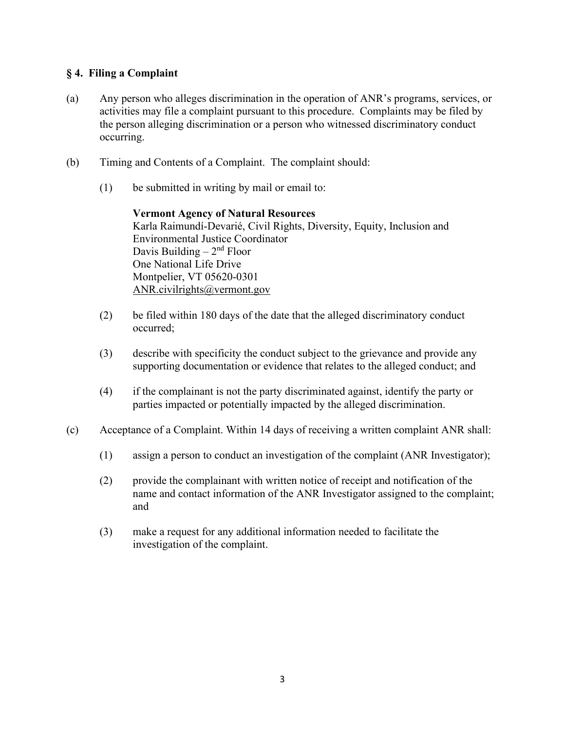### § 4. Filing a Complaint

(a) Any person who alleges discrimination in the operation of ANR's programs, services, or activities may file a complaint pursuant to this procedure. Complaints may be filed by the person alleging discrimination or a person who witnessed discriminatory conduct occurring.

(b) Timing and Contents of a Complaint. The complaint should:

(1) be submitted in writing by mail or email to:

**Vermont Agency of Natural Resources**
Karla Raimundí-Devarié, Civil Rights, Diversity, Equity, Inclusion and Environmental Justice Coordinator
Davis Building – 2nd Floor
One National Life Drive
Montpelier, VT 05620-0301
ANR.civilrights@vermont.gov

(2) be filed within 180 days of the date that the alleged discriminatory conduct occurred;

(3) describe with specificity the conduct subject to the grievance and provide any supporting documentation or evidence that relates to the alleged conduct; and

(4) if the complainant is not the party discriminated against, identify the party or parties impacted or potentially impacted by the alleged discrimination.

(c) Acceptance of a Complaint. Within 14 days of receiving a written complaint ANR shall:

(1) assign a person to conduct an investigation of the complaint (ANR Investigator);

(2) provide the complainant with written notice of receipt and notification of the name and contact information of the ANR Investigator assigned to the complaint; and

(3) make a request for any additional information needed to facilitate the investigation of the complaint.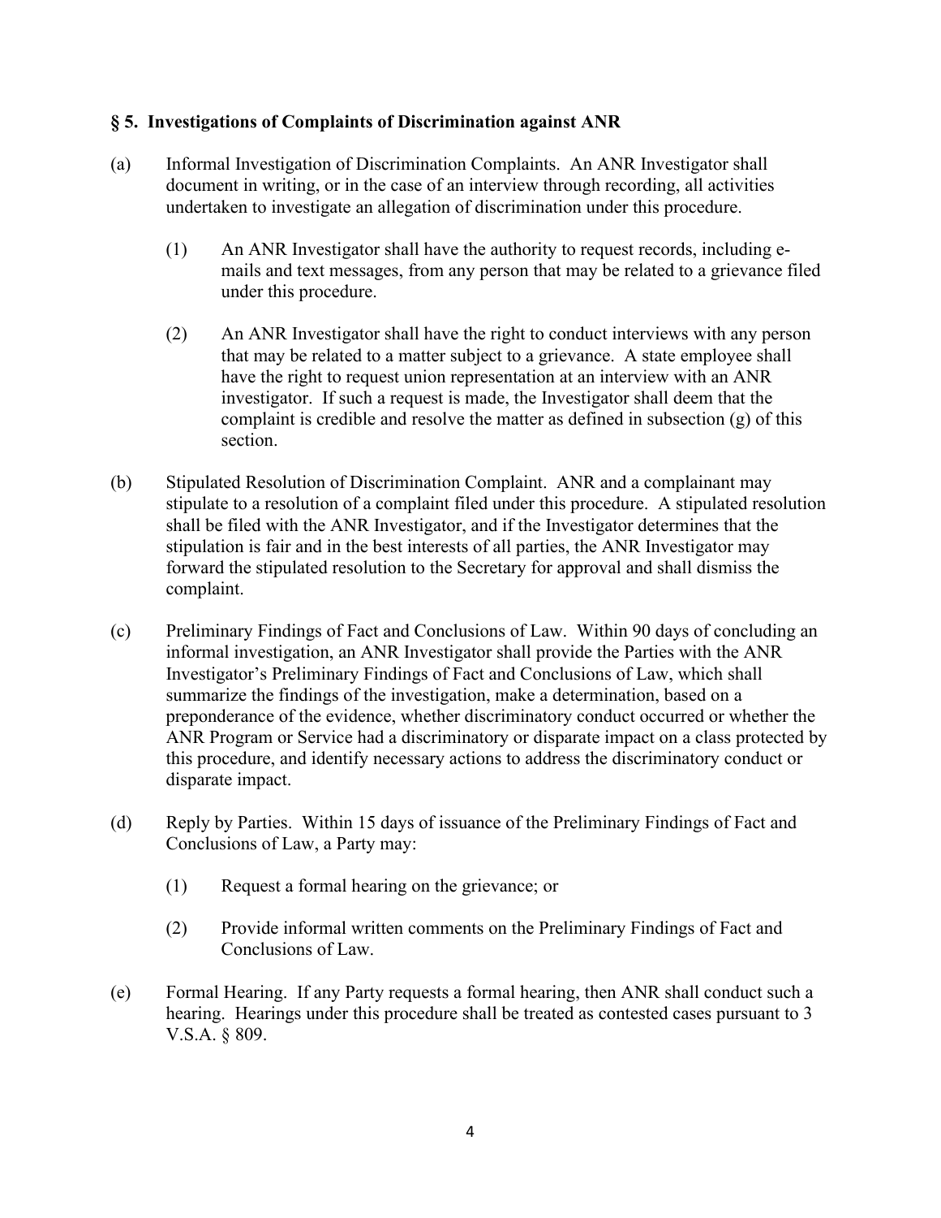### § 5. Investigations of Complaints of Discrimination against ANR

(a) Informal Investigation of Discrimination Complaints. An ANR Investigator shall document in writing, or in the case of an interview through recording, all activities undertaken to investigate an allegation of discrimination under this procedure.

 (1) An ANR Investigator shall have the authority to request records, including e-mails and text messages, from any person that may be related to a grievance filed under this procedure.

 (2) An ANR Investigator shall have the right to conduct interviews with any person that may be related to a matter subject to a grievance. A state employee shall have the right to request union representation at an interview with an ANR investigator. If such a request is made, the Investigator shall deem that the complaint is credible and resolve the matter as defined in subsection (g) of this section.

(b) Stipulated Resolution of Discrimination Complaint. ANR and a complainant may stipulate to a resolution of a complaint filed under this procedure. A stipulated resolution shall be filed with the ANR Investigator, and if the Investigator determines that the stipulation is fair and in the best interests of all parties, the ANR Investigator may forward the stipulated resolution to the Secretary for approval and shall dismiss the complaint.

(c) Preliminary Findings of Fact and Conclusions of Law. Within 90 days of concluding an informal investigation, an ANR Investigator shall provide the Parties with the ANR Investigator's Preliminary Findings of Fact and Conclusions of Law, which shall summarize the findings of the investigation, make a determination, based on a preponderance of the evidence, whether discriminatory conduct occurred or whether the ANR Program or Service had a discriminatory or disparate impact on a class protected by this procedure, and identify necessary actions to address the discriminatory conduct or disparate impact.

(d) Reply by Parties. Within 15 days of issuance of the Preliminary Findings of Fact and Conclusions of Law, a Party may:

 (1) Request a formal hearing on the grievance; or

 (2) Provide informal written comments on the Preliminary Findings of Fact and Conclusions of Law.

(e) Formal Hearing. If any Party requests a formal hearing, then ANR shall conduct such a hearing. Hearings under this procedure shall be treated as contested cases pursuant to 3 V.S.A. § 809.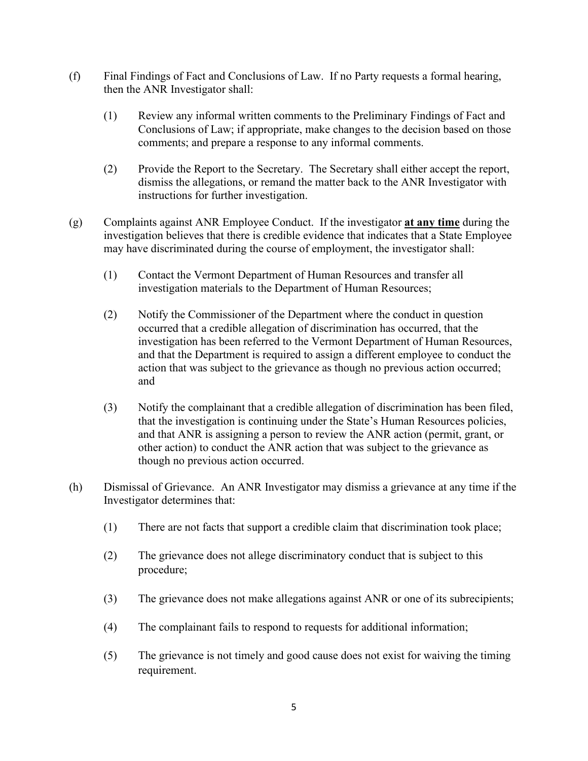(f) Final Findings of Fact and Conclusions of Law. If no Party requests a formal hearing, then the ANR Investigator shall:

 (1) Review any informal written comments to the Preliminary Findings of Fact and Conclusions of Law; if appropriate, make changes to the decision based on those comments; and prepare a response to any informal comments.

 (2) Provide the Report to the Secretary. The Secretary shall either accept the report, dismiss the allegations, or remand the matter back to the ANR Investigator with instructions for further investigation.

(g) Complaints against ANR Employee Conduct. If the investigator **<u>at any time</u>** during the investigation believes that there is credible evidence that indicates that a State Employee may have discriminated during the course of employment, the investigator shall:

 (1) Contact the Vermont Department of Human Resources and transfer all investigation materials to the Department of Human Resources;

 (2) Notify the Commissioner of the Department where the conduct in question occurred that a credible allegation of discrimination has occurred, that the investigation has been referred to the Vermont Department of Human Resources, and that the Department is required to assign a different employee to conduct the action that was subject to the grievance as though no previous action occurred; and

 (3) Notify the complainant that a credible allegation of discrimination has been filed, that the investigation is continuing under the State's Human Resources policies, and that ANR is assigning a person to review the ANR action (permit, grant, or other action) to conduct the ANR action that was subject to the grievance as though no previous action occurred.

(h) Dismissal of Grievance. An ANR Investigator may dismiss a grievance at any time if the Investigator determines that:

 (1) There are not facts that support a credible claim that discrimination took place;

 (2) The grievance does not allege discriminatory conduct that is subject to this procedure;

 (3) The grievance does not make allegations against ANR or one of its subrecipients;

 (4) The complainant fails to respond to requests for additional information;

 (5) The grievance is not timely and good cause does not exist for waiving the timing requirement.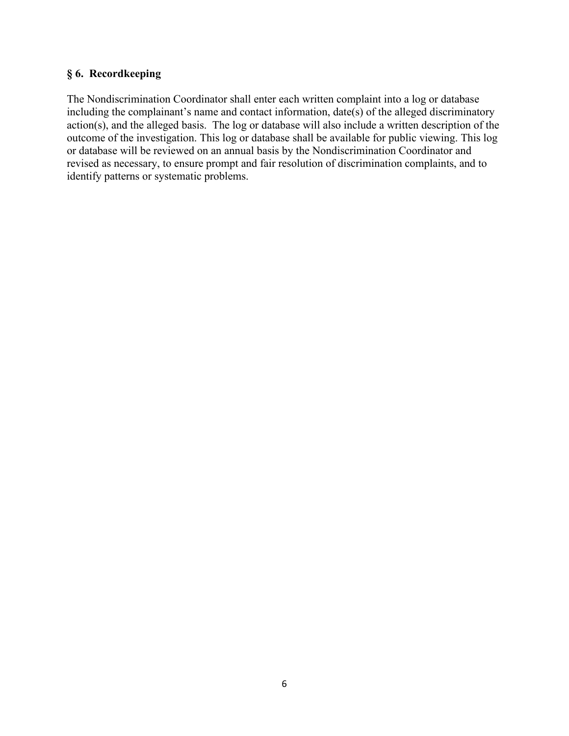### § 6. Recordkeeping

The Nondiscrimination Coordinator shall enter each written complaint into a log or database including the complainant's name and contact information, date(s) of the alleged discriminatory action(s), and the alleged basis. The log or database will also include a written description of the outcome of the investigation. This log or database shall be available for public viewing. This log or database will be reviewed on an annual basis by the Nondiscrimination Coordinator and revised as necessary, to ensure prompt and fair resolution of discrimination complaints, and to identify patterns or systematic problems.